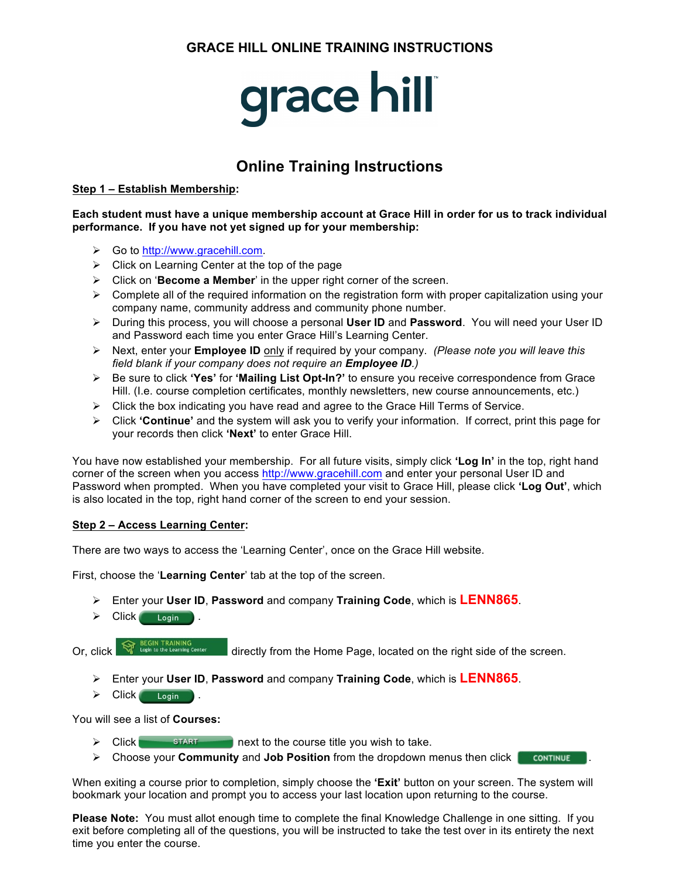# GRACE HILL ONLINE TRAINING INSTRUCTIONS

grace hill

## Online Training Instructions

**Step 1 – Establish Membership:**

**Each student must have a unique membership account at Grace Hill in order for us to track individual performance. If you have not yet signed up for your membership:**

- Go to http://www.gracehill.com.
- Click on Learning Center at the top of the page
- Click on '**Become a Member**' in the upper right corner of the screen.
- Complete all of the required information on the registration form with proper capitalization using your company name, community address and community phone number.
- During this process, you will choose a personal **User ID** and **Password**. You will need your User ID and Password each time you enter Grace Hill's Learning Center.
- Next, enter your **Employee ID** only if required by your company. *(Please note you will leave this field blank if your company does not require an **Employee ID**.)*
- Be sure to click **'Yes'** for **'Mailing List Opt-In?'** to ensure you receive correspondence from Grace Hill. (I.e. course completion certificates, monthly newsletters, new course announcements, etc.)
- Click the box indicating you have read and agree to the Grace Hill Terms of Service.
- Click **'Continue'** and the system will ask you to verify your information. If correct, print this page for your records then click **'Next'** to enter Grace Hill.

You have now established your membership. For all future visits, simply click **'Log In'** in the top, right hand corner of the screen when you access http://www.gracehill.com and enter your personal User ID and Password when prompted. When you have completed your visit to Grace Hill, please click **'Log Out'**, which is also located in the top, right hand corner of the screen to end your session.

**Step 2 – Access Learning Center:**

There are two ways to access the 'Learning Center', once on the Grace Hill website.

First, choose the '**Learning Center**' tab at the top of the screen.

- Enter your **User ID**, **Password** and company **Training Code**, which is **LENN865**.
- Click Login .

Or, click BEGIN TRAINING Login to the Learning Center directly from the Home Page, located on the right side of the screen.

- Enter your **User ID**, **Password** and company **Training Code**, which is **LENN865**.
- Click Login .

You will see a list of **Courses:**

- Click START next to the course title you wish to take.
- Choose your **Community** and **Job Position** from the dropdown menus then click CONTINUE .

When exiting a course prior to completion, simply choose the **'Exit'** button on your screen. The system will bookmark your location and prompt you to access your last location upon returning to the course.

**Please Note:** You must allot enough time to complete the final Knowledge Challenge in one sitting. If you exit before completing all of the questions, you will be instructed to take the test over in its entirety the next time you enter the course.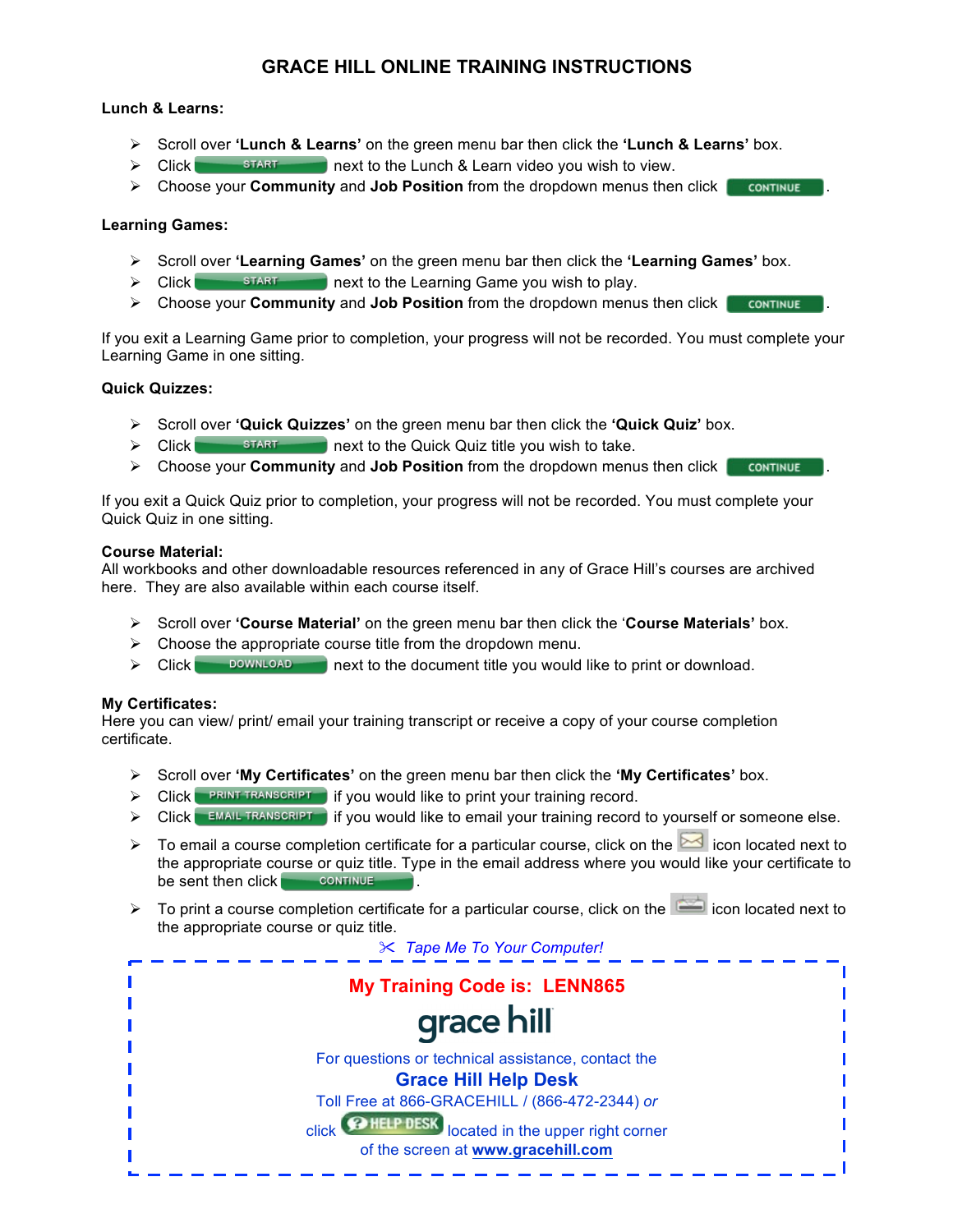# GRACE HILL ONLINE TRAINING INSTRUCTIONS

**Lunch & Learns:**

- Scroll over **'Lunch & Learns'** on the green menu bar then click the **'Lunch & Learns'** box.
- Click START next to the Lunch & Learn video you wish to view.
- Choose your **Community** and **Job Position** from the dropdown menus then click CONTINUE.

**Learning Games:**

- Scroll over **'Learning Games'** on the green menu bar then click the **'Learning Games'** box.
- Click START next to the Learning Game you wish to play.
- Choose your **Community** and **Job Position** from the dropdown menus then click CONTINUE.

If you exit a Learning Game prior to completion, your progress will not be recorded. You must complete your Learning Game in one sitting.

**Quick Quizzes:**

- Scroll over **'Quick Quizzes'** on the green menu bar then click the **'Quick Quiz'** box.
- Click START next to the Quick Quiz title you wish to take.
- Choose your **Community** and **Job Position** from the dropdown menus then click CONTINUE.

If you exit a Quick Quiz prior to completion, your progress will not be recorded. You must complete your Quick Quiz in one sitting.

**Course Material:**
All workbooks and other downloadable resources referenced in any of Grace Hill's courses are archived here. They are also available within each course itself.

- Scroll over **'Course Material'** on the green menu bar then click the '**Course Materials'** box.
- Choose the appropriate course title from the dropdown menu.
- Click DOWNLOAD next to the document title you would like to print or download.

**My Certificates:**
Here you can view/ print/ email your training transcript or receive a copy of your course completion certificate.

- Scroll over **'My Certificates'** on the green menu bar then click the '**My Certificates'** box.
- Click PRINT TRANSCRIPT if you would like to print your training record.
- Click EMAIL TRANSCRIPT if you would like to email your training record to yourself or someone else.
- To email a course completion certificate for a particular course, click on the icon located next to the appropriate course or quiz title. Type in the email address where you would like your certificate to be sent then click CONTINUE.
- To print a course completion certificate for a particular course, click on the icon located next to the appropriate course or quiz title.

*Tape Me To Your Computer!*

**My Training Code is: LENN865**

grace hill

For questions or technical assistance, contact the

**Grace Hill Help Desk**

Toll Free at 866-GRACEHILL / (866-472-2344) *or*

click HELP DESK located in the upper right corner of the screen at **www.gracehill.com**